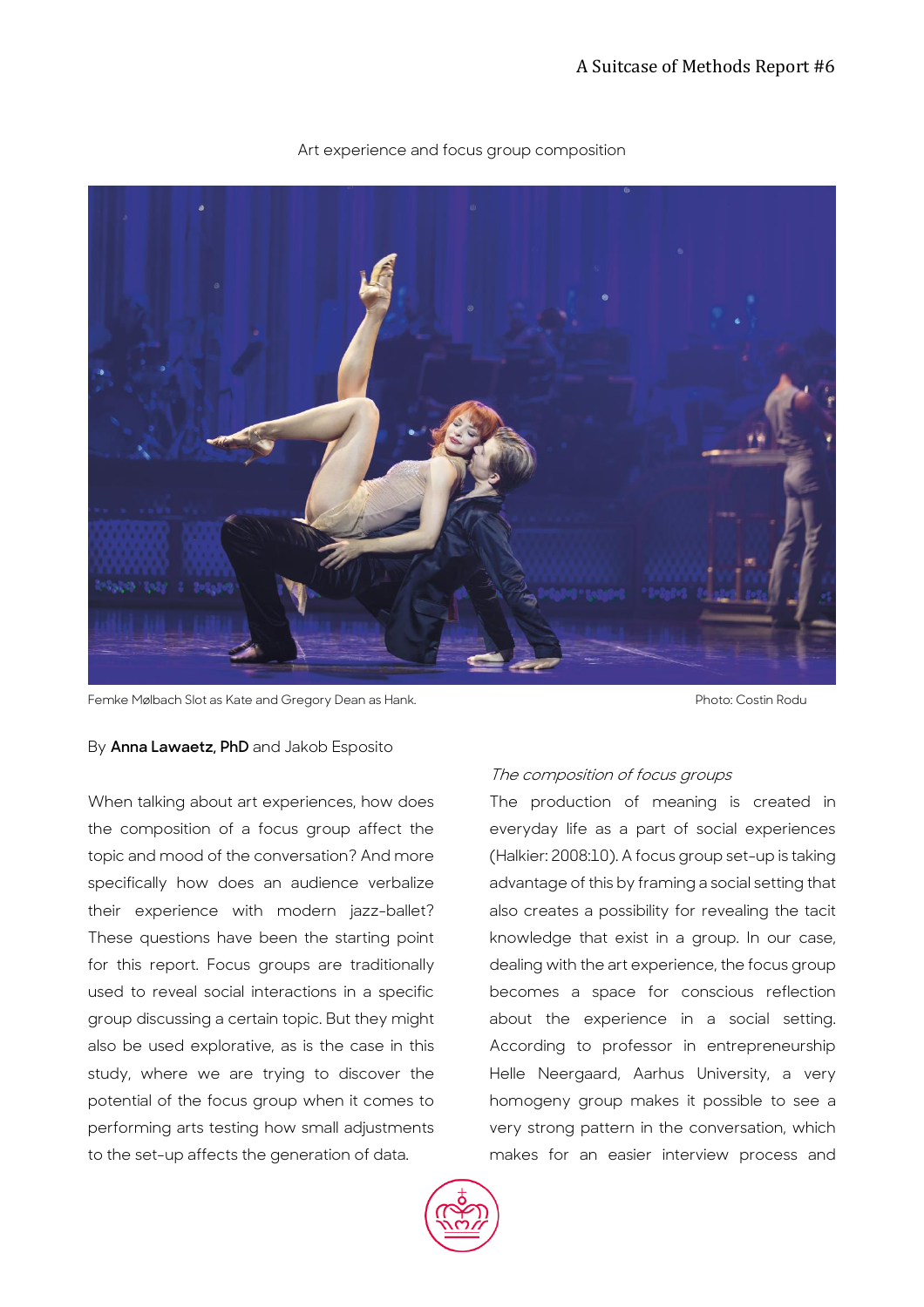Art experience and focus group composition

Femke Mølbach Slot as Kate and Gregory Dean as Hank. Photo: Costin Rodu

By **Anna Lawaetz, PhD** and Jakob Esposito

When talking about art experiences, how does the composition of a focus group affect the topic and mood of the conversation? And more specifically how does an audience verbalize their experience with modern jazz-ballet? These questions have been the starting point for this report. Focus groups are traditionally used to reveal social interactions in a specific group discussing a certain topic. But they might also be used explorative, as is the case in this study, where we are trying to discover the potential of the focus group when it comes to performing arts testing how small adjustments to the set-up affects the generation of data.

*The composition of focus groups*

The production of meaning is created in everyday life as a part of social experiences (Halkier: 2008:10). A focus group set-up is taking advantage of this by framing a social setting that also creates a possibility for revealing the tacit knowledge that exist in a group. In our case, dealing with the art experience, the focus group becomes a space for conscious reflection about the experience in a social setting. According to professor in entrepreneurship Helle Neergaard, Aarhus University, a very homogeny group makes it possible to see a very strong pattern in the conversation, which makes for an easier interview process and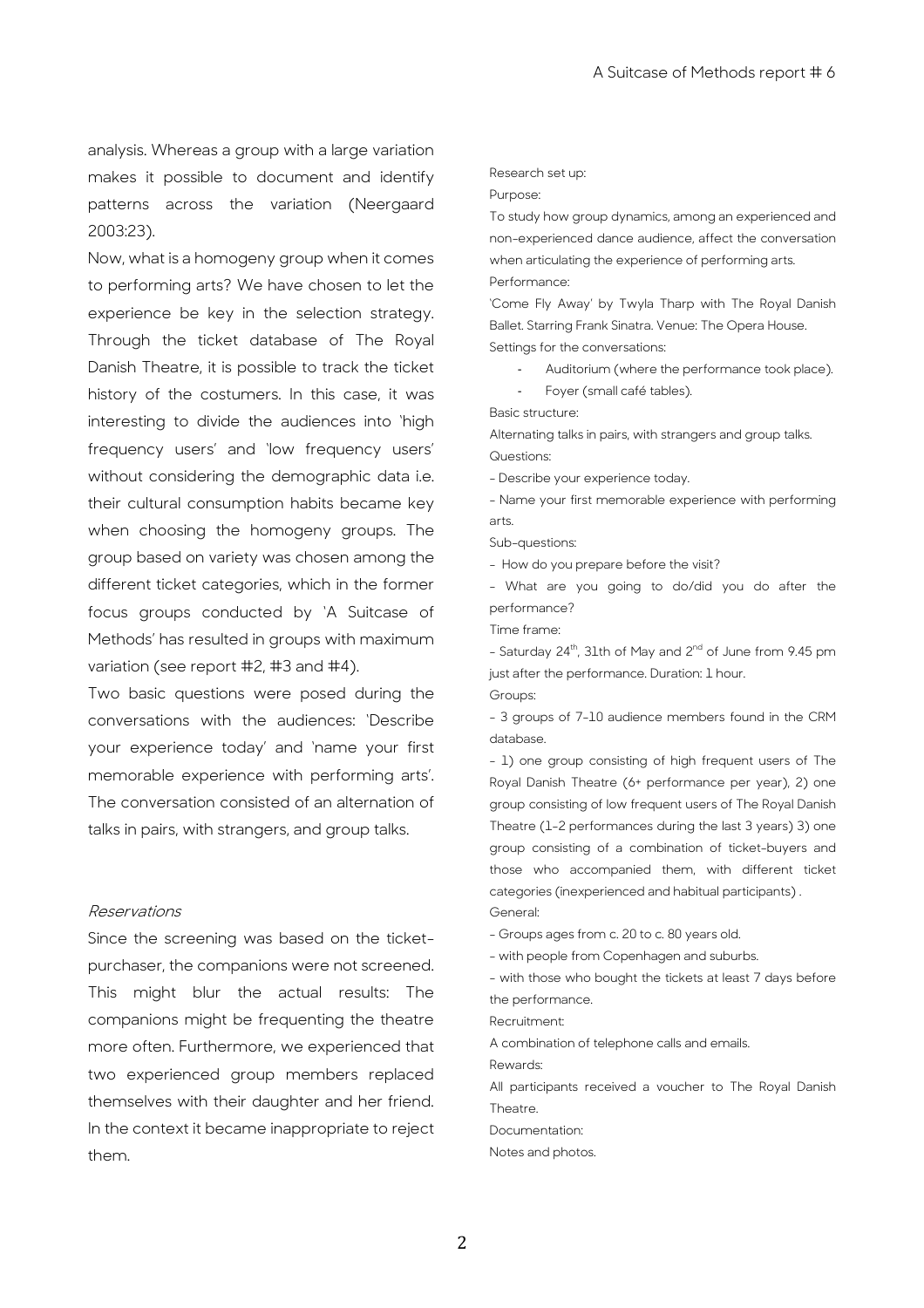analysis. Whereas a group with a large variation makes it possible to document and identify patterns across the variation (Neergaard 2003:23).

Now, what is a homogeny group when it comes to performing arts? We have chosen to let the experience be key in the selection strategy. Through the ticket database of The Royal Danish Theatre, it is possible to track the ticket history of the costumers. In this case, it was interesting to divide the audiences into 'high frequency users' and 'low frequency users' without considering the demographic data i.e. their cultural consumption habits became key when choosing the homogeny groups. The group based on variety was chosen among the different ticket categories, which in the former focus groups conducted by 'A Suitcase of Methods' has resulted in groups with maximum variation (see report #2, #3 and #4).

Two basic questions were posed during the conversations with the audiences: 'Describe your experience today' and 'name your first memorable experience with performing arts'. The conversation consisted of an alternation of talks in pairs, with strangers, and group talks.

### *Reservations*

Since the screening was based on the ticket-purchaser, the companions were not screened. This might blur the actual results: The companions might be frequenting the theatre more often. Furthermore, we experienced that two experienced group members replaced themselves with their daughter and her friend. In the context it became inappropriate to reject them.

Research set up:

Purpose:

To study how group dynamics, among an experienced and non-experienced dance audience, affect the conversation when articulating the experience of performing arts.

Performance:

'Come Fly Away' by Twyla Tharp with The Royal Danish Ballet. Starring Frank Sinatra. Venue: The Opera House.

Settings for the conversations:

- Auditorium (where the performance took place).
- Foyer (small café tables).

Basic structure:

Alternating talks in pairs, with strangers and group talks.

Questions:

- Describe your experience today.
- Name your first memorable experience with performing arts.

Sub-questions:

- How do you prepare before the visit?
- What are you going to do/did you do after the performance?

Time frame:

- Saturday 24th, 31th of May and 2nd of June from 9.45 pm just after the performance. Duration: 1 hour.

Groups:

- 3 groups of 7-10 audience members found in the CRM database.
- 1) one group consisting of high frequent users of The Royal Danish Theatre (6+ performance per year), 2) one group consisting of low frequent users of The Royal Danish Theatre (1-2 performances during the last 3 years) 3) one group consisting of a combination of ticket-buyers and those who accompanied them, with different ticket categories (inexperienced and habitual participants) .

General:

- Groups ages from c. 20 to c. 80 years old.
- with people from Copenhagen and suburbs.
- with those who bought the tickets at least 7 days before the performance.

Recruitment:

A combination of telephone calls and emails.

Rewards:

All participants received a voucher to The Royal Danish Theatre.

Documentation:

Notes and photos.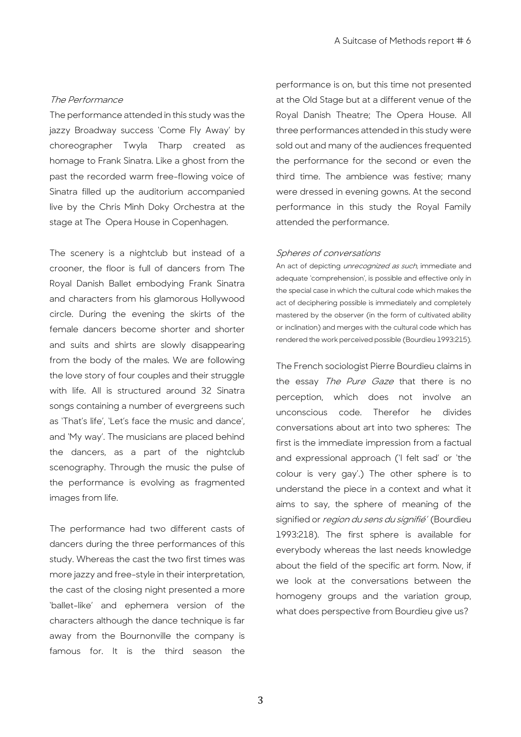*The Performance*

The performance attended in this study was the jazzy Broadway success 'Come Fly Away' by choreographer Twyla Tharp created as homage to Frank Sinatra. Like a ghost from the past the recorded warm free-flowing voice of Sinatra filled up the auditorium accompanied live by the Chris Minh Doky Orchestra at the stage at The Opera House in Copenhagen.

The scenery is a nightclub but instead of a crooner, the floor is full of dancers from The Royal Danish Ballet embodying Frank Sinatra and characters from his glamorous Hollywood circle. During the evening the skirts of the female dancers become shorter and shorter and suits and shirts are slowly disappearing from the body of the males. We are following the love story of four couples and their struggle with life. All is structured around 32 Sinatra songs containing a number of evergreens such as 'That's life', 'Let's face the music and dance', and 'My way'. The musicians are placed behind the dancers, as a part of the nightclub scenography. Through the music the pulse of the performance is evolving as fragmented images from life.

The performance had two different casts of dancers during the three performances of this study. Whereas the cast the two first times was more jazzy and free-style in their interpretation, the cast of the closing night presented a more 'ballet-like' and ephemera version of the characters although the dance technique is far away from the Bournonville the company is famous for. It is the third season the performance is on, but this time not presented at the Old Stage but at a different venue of the Royal Danish Theatre; The Opera House. All three performances attended in this study were sold out and many of the audiences frequented the performance for the second or even the third time. The ambience was festive; many were dressed in evening gowns. At the second performance in this study the Royal Family attended the performance.

*Spheres of conversations*

An act of depicting *unrecognized as such*, immediate and adequate 'comprehension', is possible and effective only in the special case in which the cultural code which makes the act of deciphering possible is immediately and completely mastered by the observer (in the form of cultivated ability or inclination) and merges with the cultural code which has rendered the work perceived possible (Bourdieu 1993:215).

The French sociologist Pierre Bourdieu claims in the essay *The Pure Gaze* that there is no perception, which does not involve an unconscious code. Therefor he divides conversations about art into two spheres: The first is the immediate impression from a factual and expressional approach ('I felt sad' or 'the colour is very gay'.) The other sphere is to understand the piece in a context and what it aims to say, the sphere of meaning of the signified or *region du sens du signifié'* (Bourdieu 1993:218). The first sphere is available for everybody whereas the last needs knowledge about the field of the specific art form. Now, if we look at the conversations between the homogeny groups and the variation group, what does perspective from Bourdieu give us?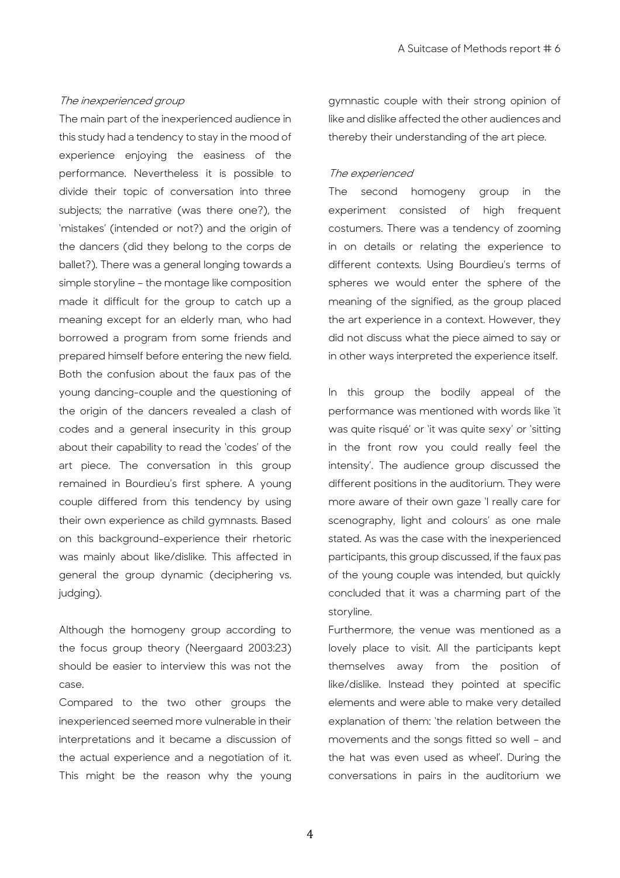*The inexperienced group*

The main part of the inexperienced audience in this study had a tendency to stay in the mood of experience enjoying the easiness of the performance. Nevertheless it is possible to divide their topic of conversation into three subjects; the narrative (was there one?), the 'mistakes' (intended or not?) and the origin of the dancers (did they belong to the corps de ballet?). There was a general longing towards a simple storyline – the montage like composition made it difficult for the group to catch up a meaning except for an elderly man, who had borrowed a program from some friends and prepared himself before entering the new field. Both the confusion about the faux pas of the young dancing-couple and the questioning of the origin of the dancers revealed a clash of codes and a general insecurity in this group about their capability to read the 'codes' of the art piece. The conversation in this group remained in Bourdieu's first sphere. A young couple differed from this tendency by using their own experience as child gymnasts. Based on this background-experience their rhetoric was mainly about like/dislike. This affected in general the group dynamic (deciphering vs. judging).

Although the homogeny group according to the focus group theory (Neergaard 2003:23) should be easier to interview this was not the case.

Compared to the two other groups the inexperienced seemed more vulnerable in their interpretations and it became a discussion of the actual experience and a negotiation of it. This might be the reason why the young gymnastic couple with their strong opinion of like and dislike affected the other audiences and thereby their understanding of the art piece.

*The experienced*

The second homogeny group in the experiment consisted of high frequent costumers. There was a tendency of zooming in on details or relating the experience to different contexts. Using Bourdieu's terms of spheres we would enter the sphere of the meaning of the signified, as the group placed the art experience in a context. However, they did not discuss what the piece aimed to say or in other ways interpreted the experience itself.

In this group the bodily appeal of the performance was mentioned with words like 'it was quite risqué' or 'it was quite sexy' or 'sitting in the front row you could really feel the intensity'. The audience group discussed the different positions in the auditorium. They were more aware of their own gaze 'I really care for scenography, light and colours' as one male stated. As was the case with the inexperienced participants, this group discussed, if the faux pas of the young couple was intended, but quickly concluded that it was a charming part of the storyline.

Furthermore, the venue was mentioned as a lovely place to visit. All the participants kept themselves away from the position of like/dislike. Instead they pointed at specific elements and were able to make very detailed explanation of them: 'the relation between the movements and the songs fitted so well – and the hat was even used as wheel'. During the conversations in pairs in the auditorium we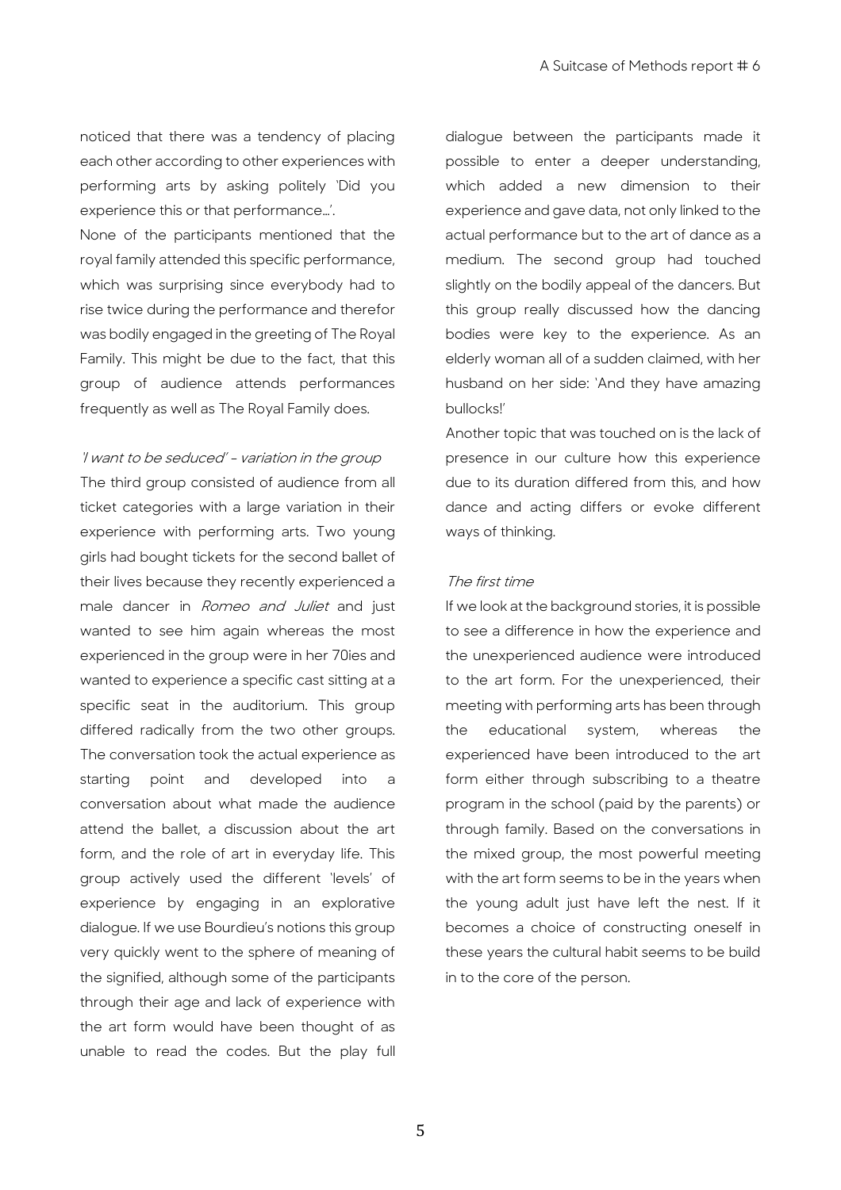noticed that there was a tendency of placing each other according to other experiences with performing arts by asking politely 'Did you experience this or that performance…'.

None of the participants mentioned that the royal family attended this specific performance, which was surprising since everybody had to rise twice during the performance and therefor was bodily engaged in the greeting of The Royal Family. This might be due to the fact, that this group of audience attends performances frequently as well as The Royal Family does.

### *'I want to be seduced' - variation in the group*

The third group consisted of audience from all ticket categories with a large variation in their experience with performing arts. Two young girls had bought tickets for the second ballet of their lives because they recently experienced a male dancer in *Romeo and Juliet* and just wanted to see him again whereas the most experienced in the group were in her 70ies and wanted to experience a specific cast sitting at a specific seat in the auditorium. This group differed radically from the two other groups. The conversation took the actual experience as starting point and developed into a conversation about what made the audience attend the ballet, a discussion about the art form, and the role of art in everyday life. This group actively used the different 'levels' of experience by engaging in an explorative dialogue. If we use Bourdieu's notions this group very quickly went to the sphere of meaning of the signified, although some of the participants through their age and lack of experience with the art form would have been thought of as unable to read the codes. But the play full dialogue between the participants made it possible to enter a deeper understanding, which added a new dimension to their experience and gave data, not only linked to the actual performance but to the art of dance as a medium. The second group had touched slightly on the bodily appeal of the dancers. But this group really discussed how the dancing bodies were key to the experience. As an elderly woman all of a sudden claimed, with her husband on her side: 'And they have amazing bullocks!'

Another topic that was touched on is the lack of presence in our culture how this experience due to its duration differed from this, and how dance and acting differs or evoke different ways of thinking.

### *The first time*

If we look at the background stories, it is possible to see a difference in how the experience and the unexperienced audience were introduced to the art form. For the unexperienced, their meeting with performing arts has been through the educational system, whereas the experienced have been introduced to the art form either through subscribing to a theatre program in the school (paid by the parents) or through family. Based on the conversations in the mixed group, the most powerful meeting with the art form seems to be in the years when the young adult just have left the nest. If it becomes a choice of constructing oneself in these years the cultural habit seems to be build in to the core of the person.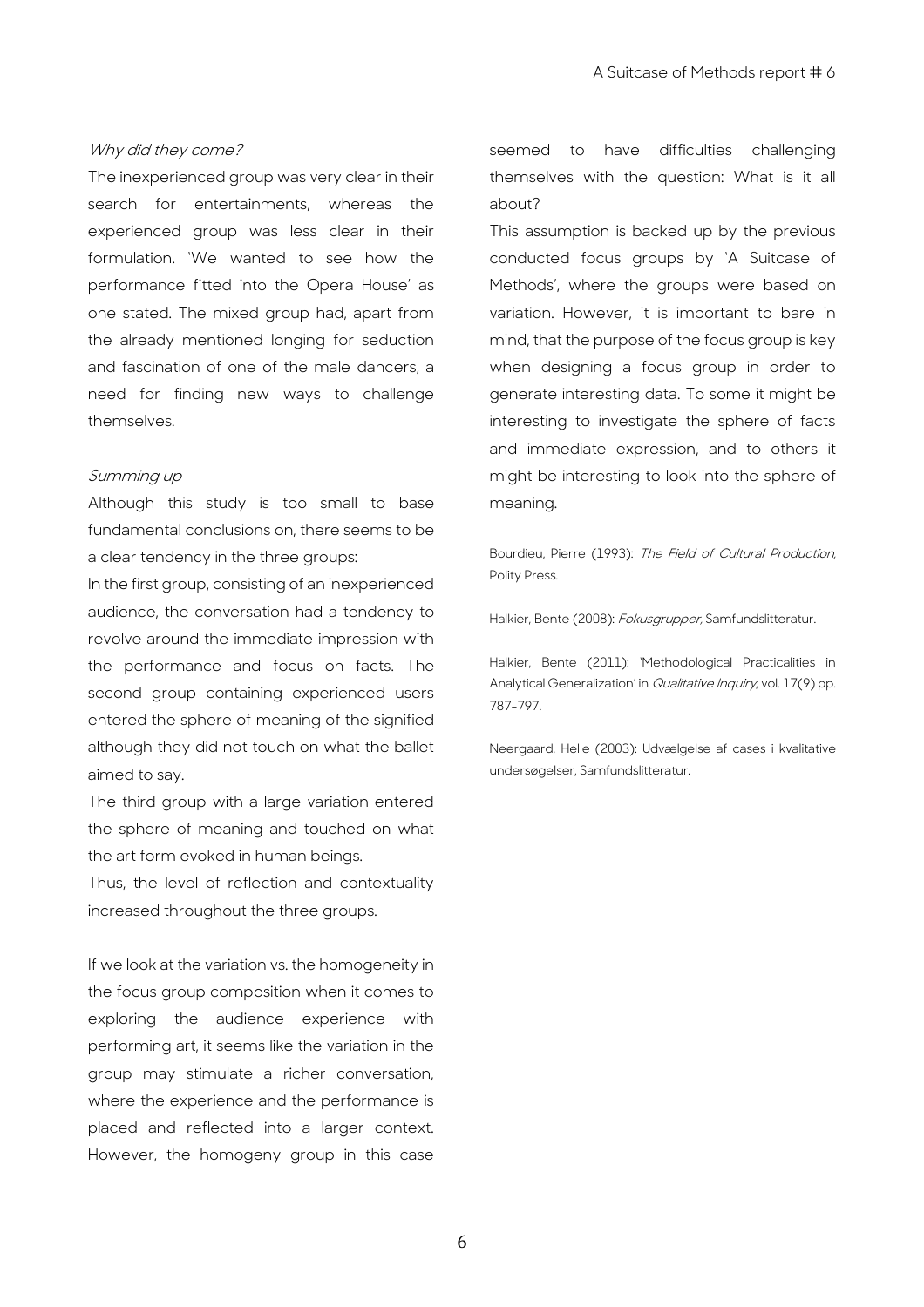*Why did they come?*

The inexperienced group was very clear in their search for entertainments, whereas the experienced group was less clear in their formulation. 'We wanted to see how the performance fitted into the Opera House' as one stated. The mixed group had, apart from the already mentioned longing for seduction and fascination of one of the male dancers, a need for finding new ways to challenge themselves.

*Summing up*

Although this study is too small to base fundamental conclusions on, there seems to be a clear tendency in the three groups:

In the first group, consisting of an inexperienced audience, the conversation had a tendency to revolve around the immediate impression with the performance and focus on facts. The second group containing experienced users entered the sphere of meaning of the signified although they did not touch on what the ballet aimed to say.

The third group with a large variation entered the sphere of meaning and touched on what the art form evoked in human beings.

Thus, the level of reflection and contextuality increased throughout the three groups.

If we look at the variation vs. the homogeneity in the focus group composition when it comes to exploring the audience experience with performing art, it seems like the variation in the group may stimulate a richer conversation, where the experience and the performance is placed and reflected into a larger context. However, the homogeny group in this case seemed to have difficulties challenging themselves with the question: What is it all about?

This assumption is backed up by the previous conducted focus groups by 'A Suitcase of Methods', where the groups were based on variation. However, it is important to bare in mind, that the purpose of the focus group is key when designing a focus group in order to generate interesting data. To some it might be interesting to investigate the sphere of facts and immediate expression, and to others it might be interesting to look into the sphere of meaning.

Bourdieu, Pierre (1993): *The Field of Cultural Production*, Polity Press.

Halkier, Bente (2008): *Fokusgrupper*, Samfundslitteratur.

Halkier, Bente (2011): 'Methodological Practicalities in Analytical Generalization' in *Qualitative Inquiry*, vol. 17(9) pp. 787-797.

Neergaard, Helle (2003): Udvælgelse af cases i kvalitative undersøgelser, Samfundslitteratur.